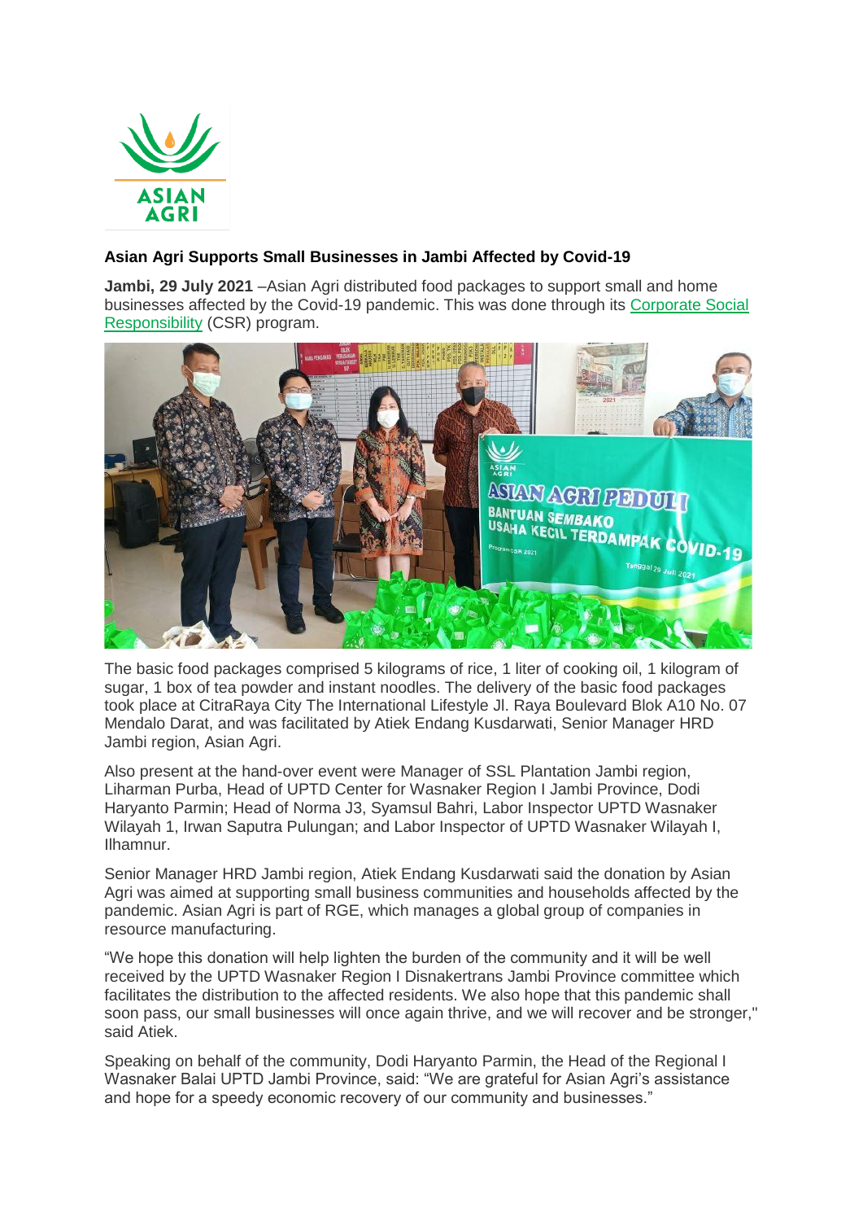## Asian Agri Supports Small Businesses in Jambi Affected by Covid-19

**Jambi, 29 July 2021** –Asian Agri distributed food packages to support small and home businesses affected by the Covid-19 pandemic. This was done through its Corporate Social Responsibility (CSR) program.

The basic food packages comprised 5 kilograms of rice, 1 liter of cooking oil, 1 kilogram of sugar, 1 box of tea powder and instant noodles. The delivery of the basic food packages took place at CitraRaya City The International Lifestyle Jl. Raya Boulevard Blok A10 No. 07 Mendalo Darat, and was facilitated by Atiek Endang Kusdarwati, Senior Manager HRD Jambi region, Asian Agri.

Also present at the hand-over event were Manager of SSL Plantation Jambi region, Liharman Purba, Head of UPTD Center for Wasnaker Region I Jambi Province, Dodi Haryanto Parmin; Head of Norma J3, Syamsul Bahri, Labor Inspector UPTD Wasnaker Wilayah 1, Irwan Saputra Pulungan; and Labor Inspector of UPTD Wasnaker Wilayah I, Ilhamnur.

Senior Manager HRD Jambi region, Atiek Endang Kusdarwati said the donation by Asian Agri was aimed at supporting small business communities and households affected by the pandemic. Asian Agri is part of RGE, which manages a global group of companies in resource manufacturing.

"We hope this donation will help lighten the burden of the community and it will be well received by the UPTD Wasnaker Region I Disnakertrans Jambi Province committee which facilitates the distribution to the affected residents. We also hope that this pandemic shall soon pass, our small businesses will once again thrive, and we will recover and be stronger," said Atiek.

Speaking on behalf of the community, Dodi Haryanto Parmin, the Head of the Regional I Wasnaker Balai UPTD Jambi Province, said: "We are grateful for Asian Agri's assistance and hope for a speedy economic recovery of our community and businesses."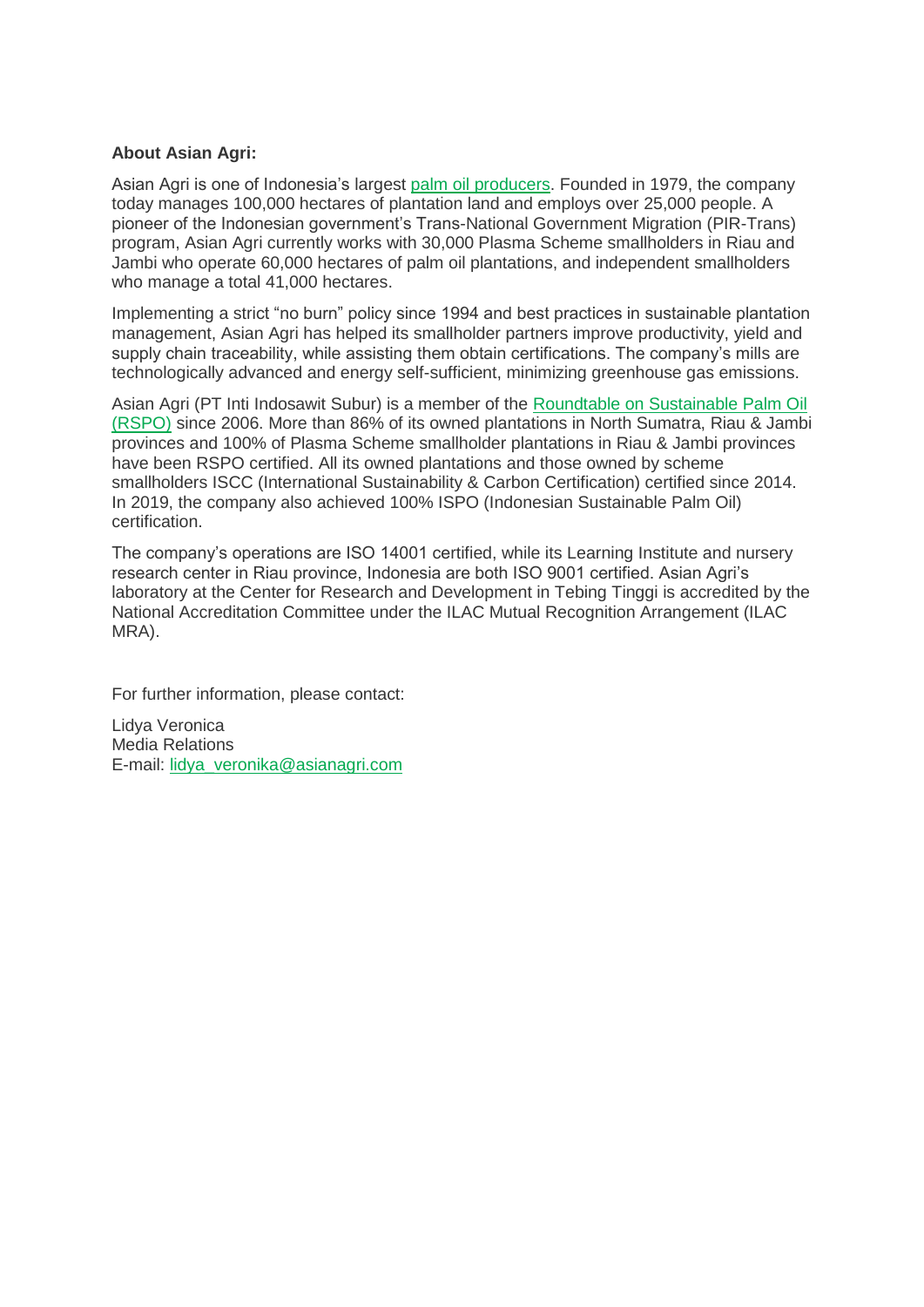**About Asian Agri:**

Asian Agri is one of Indonesia's largest palm oil producers. Founded in 1979, the company today manages 100,000 hectares of plantation land and employs over 25,000 people. A pioneer of the Indonesian government's Trans-National Government Migration (PIR-Trans) program, Asian Agri currently works with 30,000 Plasma Scheme smallholders in Riau and Jambi who operate 60,000 hectares of palm oil plantations, and independent smallholders who manage a total 41,000 hectares.

Implementing a strict "no burn" policy since 1994 and best practices in sustainable plantation management, Asian Agri has helped its smallholder partners improve productivity, yield and supply chain traceability, while assisting them obtain certifications. The company's mills are technologically advanced and energy self-sufficient, minimizing greenhouse gas emissions.

Asian Agri (PT Inti Indosawit Subur) is a member of the Roundtable on Sustainable Palm Oil (RSPO) since 2006. More than 86% of its owned plantations in North Sumatra, Riau & Jambi provinces and 100% of Plasma Scheme smallholder plantations in Riau & Jambi provinces have been RSPO certified. All its owned plantations and those owned by scheme smallholders ISCC (International Sustainability & Carbon Certification) certified since 2014. In 2019, the company also achieved 100% ISPO (Indonesian Sustainable Palm Oil) certification.

The company's operations are ISO 14001 certified, while its Learning Institute and nursery research center in Riau province, Indonesia are both ISO 9001 certified. Asian Agri's laboratory at the Center for Research and Development in Tebing Tinggi is accredited by the National Accreditation Committee under the ILAC Mutual Recognition Arrangement (ILAC MRA).

For further information, please contact:

Lidya Veronica
Media Relations
E-mail: lidya_veronika@asianagri.com